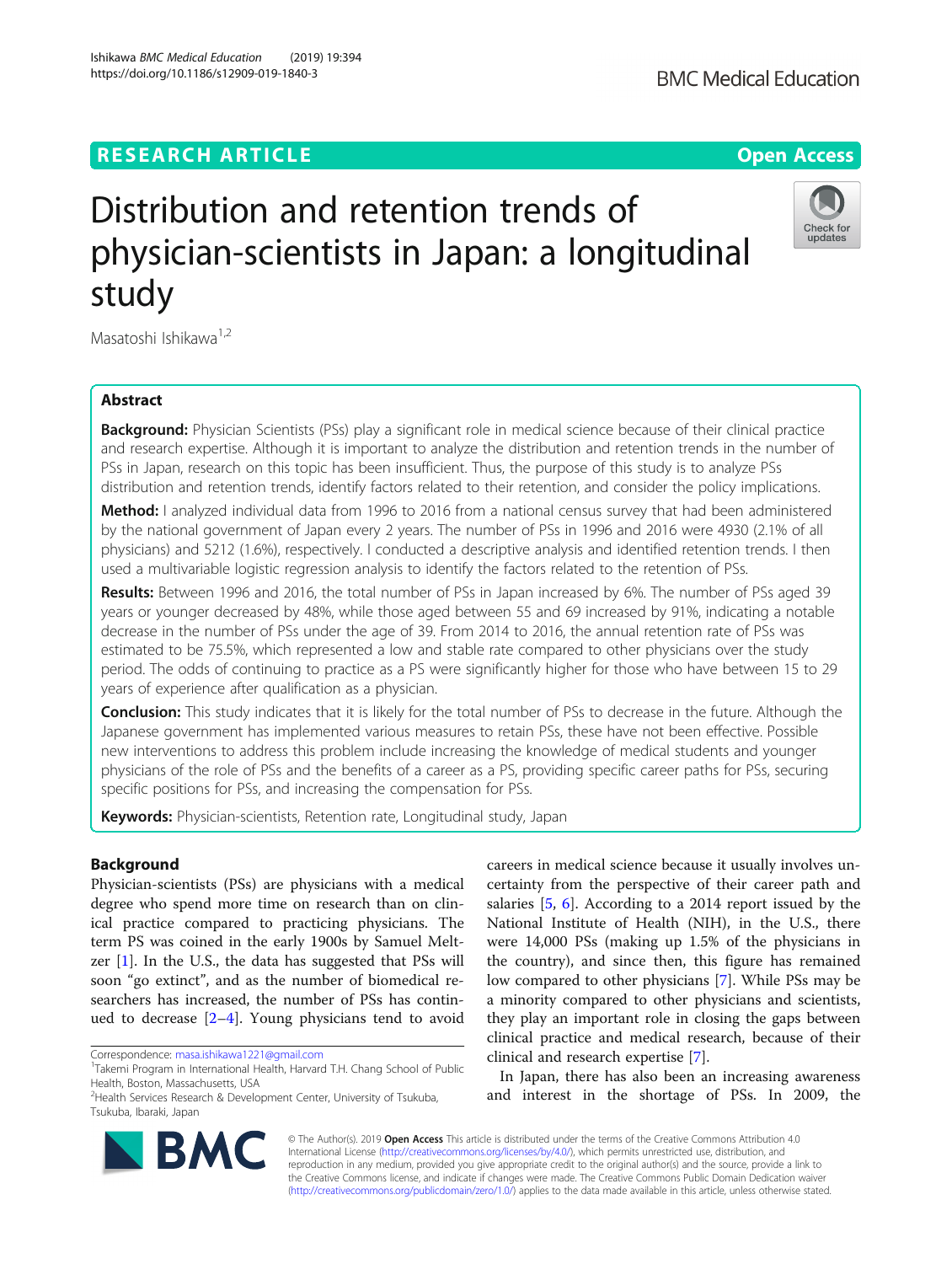RESEARCH ARTICLE

Open Access

# Distribution and retention trends of physician-scientists in Japan: a longitudinal study

Masatoshi Ishikawa[1,2]

## Abstract

**Background:** Physician Scientists (PSs) play a significant role in medical science because of their clinical practice and research expertise. Although it is important to analyze the distribution and retention trends in the number of PSs in Japan, research on this topic has been insufficient. Thus, the purpose of this study is to analyze PSs distribution and retention trends, identify factors related to their retention, and consider the policy implications.

**Method:** I analyzed individual data from 1996 to 2016 from a national census survey that had been administered by the national government of Japan every 2 years. The number of PSs in 1996 and 2016 were 4930 (2.1% of all physicians) and 5212 (1.6%), respectively. I conducted a descriptive analysis and identified retention trends. I then used a multivariable logistic regression analysis to identify the factors related to the retention of PSs.

**Results:** Between 1996 and 2016, the total number of PSs in Japan increased by 6%. The number of PSs aged 39 years or younger decreased by 48%, while those aged between 55 and 69 increased by 91%, indicating a notable decrease in the number of PSs under the age of 39. From 2014 to 2016, the annual retention rate of PSs was estimated to be 75.5%, which represented a low and stable rate compared to other physicians over the study period. The odds of continuing to practice as a PS were significantly higher for those who have between 15 to 29 years of experience after qualification as a physician.

**Conclusion:** This study indicates that it is likely for the total number of PSs to decrease in the future. Although the Japanese government has implemented various measures to retain PSs, these have not been effective. Possible new interventions to address this problem include increasing the knowledge of medical students and younger physicians of the role of PSs and the benefits of a career as a PS, providing specific career paths for PSs, securing specific positions for PSs, and increasing the compensation for PSs.

**Keywords:** Physician-scientists, Retention rate, Longitudinal study, Japan

## Background

Physician-scientists (PSs) are physicians with a medical degree who spend more time on research than on clinical practice compared to practicing physicians. The term PS was coined in the early 1900s by Samuel Meltzer [1]. In the U.S., the data has suggested that PSs will soon "go extinct", and as the number of biomedical researchers has increased, the number of PSs has continued to decrease [2–4]. Young physicians tend to avoid careers in medical science because it usually involves uncertainty from the perspective of their career path and salaries [5, 6]. According to a 2014 report issued by the National Institute of Health (NIH), in the U.S., there were 14,000 PSs (making up 1.5% of the physicians in the country), and since then, this figure has remained low compared to other physicians [7]. While PSs may be a minority compared to other physicians and scientists, they play an important role in closing the gaps between clinical practice and medical research, because of their clinical and research expertise [7].

In Japan, there has also been an increasing awareness and interest in the shortage of PSs. In 2009, the

Correspondence: masa.ishikawa1221@gmail.com
[1]Takemi Program in International Health, Harvard T.H. Chang School of Public Health, Boston, Massachusetts, USA
[2]Health Services Research & Development Center, University of Tsukuba, Tsukuba, Ibaraki, Japan

© The Author(s). 2019 **Open Access** This article is distributed under the terms of the Creative Commons Attribution 4.0 International License (http://creativecommons.org/licenses/by/4.0/), which permits unrestricted use, distribution, and reproduction in any medium, provided you give appropriate credit to the original author(s) and the source, provide a link to the Creative Commons license, and indicate if changes were made. The Creative Commons Public Domain Dedication waiver (http://creativecommons.org/publicdomain/zero/1.0/) applies to the data made available in this article, unless otherwise stated.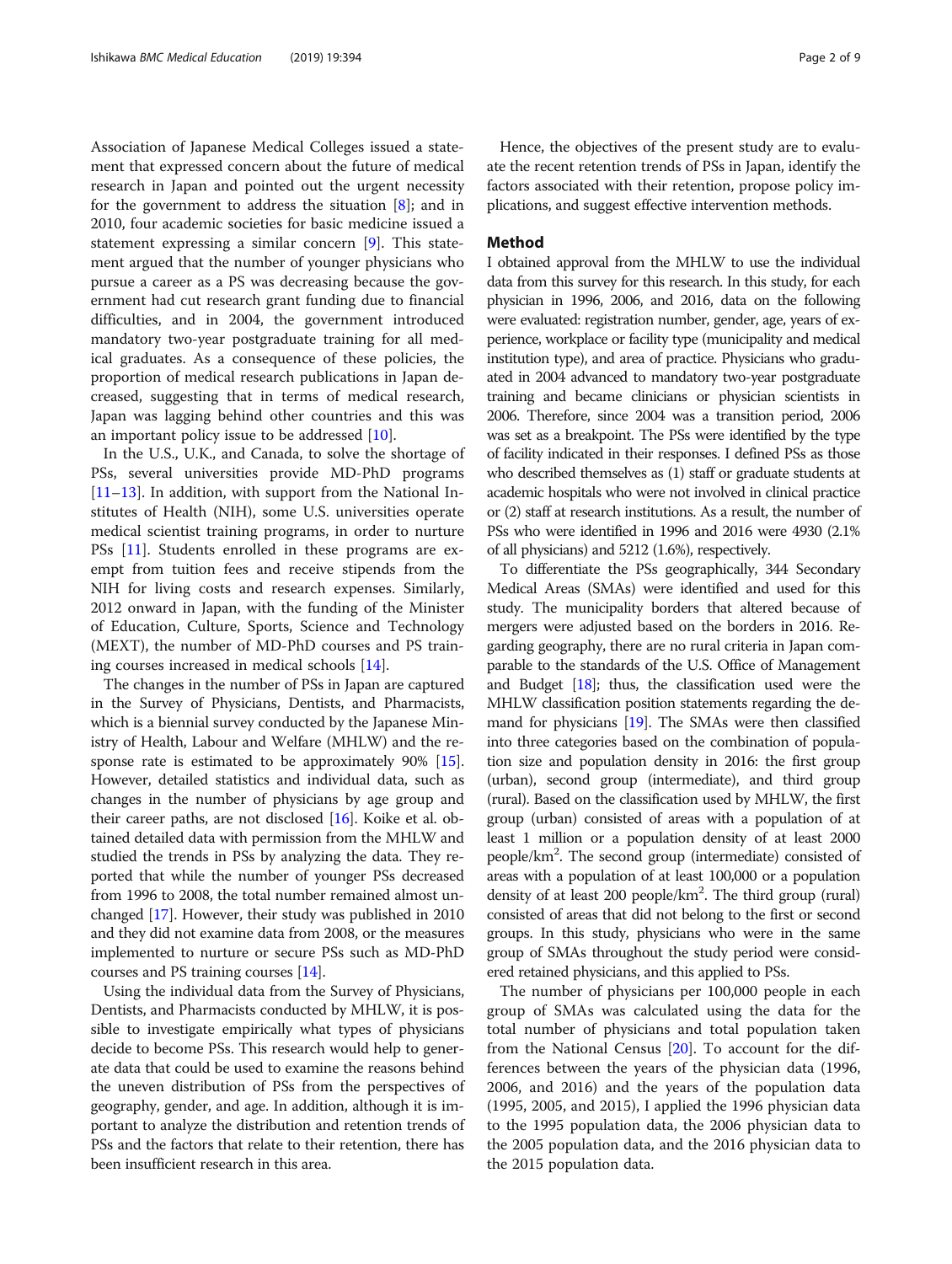Association of Japanese Medical Colleges issued a statement that expressed concern about the future of medical research in Japan and pointed out the urgent necessity for the government to address the situation [8]; and in 2010, four academic societies for basic medicine issued a statement expressing a similar concern [9]. This statement argued that the number of younger physicians who pursue a career as a PS was decreasing because the government had cut research grant funding due to financial difficulties, and in 2004, the government introduced mandatory two-year postgraduate training for all medical graduates. As a consequence of these policies, the proportion of medical research publications in Japan decreased, suggesting that in terms of medical research, Japan was lagging behind other countries and this was an important policy issue to be addressed [10].

In the U.S., U.K., and Canada, to solve the shortage of PSs, several universities provide MD-PhD programs [11–13]. In addition, with support from the National Institutes of Health (NIH), some U.S. universities operate medical scientist training programs, in order to nurture PSs [11]. Students enrolled in these programs are exempt from tuition fees and receive stipends from the NIH for living costs and research expenses. Similarly, 2012 onward in Japan, with the funding of the Minister of Education, Culture, Sports, Science and Technology (MEXT), the number of MD-PhD courses and PS training courses increased in medical schools [14].

The changes in the number of PSs in Japan are captured in the Survey of Physicians, Dentists, and Pharmacists, which is a biennial survey conducted by the Japanese Ministry of Health, Labour and Welfare (MHLW) and the response rate is estimated to be approximately 90% [15]. However, detailed statistics and individual data, such as changes in the number of physicians by age group and their career paths, are not disclosed [16]. Koike et al. obtained detailed data with permission from the MHLW and studied the trends in PSs by analyzing the data. They reported that while the number of younger PSs decreased from 1996 to 2008, the total number remained almost unchanged [17]. However, their study was published in 2010 and they did not examine data from 2008, or the measures implemented to nurture or secure PSs such as MD-PhD courses and PS training courses [14].

Using the individual data from the Survey of Physicians, Dentists, and Pharmacists conducted by MHLW, it is possible to investigate empirically what types of physicians decide to become PSs. This research would help to generate data that could be used to examine the reasons behind the uneven distribution of PSs from the perspectives of geography, gender, and age. In addition, although it is important to analyze the distribution and retention trends of PSs and the factors that relate to their retention, there has been insufficient research in this area.

Hence, the objectives of the present study are to evaluate the recent retention trends of PSs in Japan, identify the factors associated with their retention, propose policy implications, and suggest effective intervention methods.

## Method

I obtained approval from the MHLW to use the individual data from this survey for this research. In this study, for each physician in 1996, 2006, and 2016, data on the following were evaluated: registration number, gender, age, years of experience, workplace or facility type (municipality and medical institution type), and area of practice. Physicians who graduated in 2004 advanced to mandatory two-year postgraduate training and became clinicians or physician scientists in 2006. Therefore, since 2004 was a transition period, 2006 was set as a breakpoint. The PSs were identified by the type of facility indicated in their responses. I defined PSs as those who described themselves as (1) staff or graduate students at academic hospitals who were not involved in clinical practice or (2) staff at research institutions. As a result, the number of PSs who were identified in 1996 and 2016 were 4930 (2.1% of all physicians) and 5212 (1.6%), respectively.

To differentiate the PSs geographically, 344 Secondary Medical Areas (SMAs) were identified and used for this study. The municipality borders that altered because of mergers were adjusted based on the borders in 2016. Regarding geography, there are no rural criteria in Japan comparable to the standards of the U.S. Office of Management and Budget [18]; thus, the classification used were the MHLW classification position statements regarding the demand for physicians [19]. The SMAs were then classified into three categories based on the combination of population size and population density in 2016: the first group (urban), second group (intermediate), and third group (rural). Based on the classification used by MHLW, the first group (urban) consisted of areas with a population of at least 1 million or a population density of at least 2000 people/km$^2$. The second group (intermediate) consisted of areas with a population of at least 100,000 or a population density of at least 200 people/km$^2$. The third group (rural) consisted of areas that did not belong to the first or second groups. In this study, physicians who were in the same group of SMAs throughout the study period were considered retained physicians, and this applied to PSs.

The number of physicians per 100,000 people in each group of SMAs was calculated using the data for the total number of physicians and total population taken from the National Census [20]. To account for the differences between the years of the physician data (1996, 2006, and 2016) and the years of the population data (1995, 2005, and 2015), I applied the 1996 physician data to the 1995 population data, the 2006 physician data to the 2005 population data, and the 2016 physician data to the 2015 population data.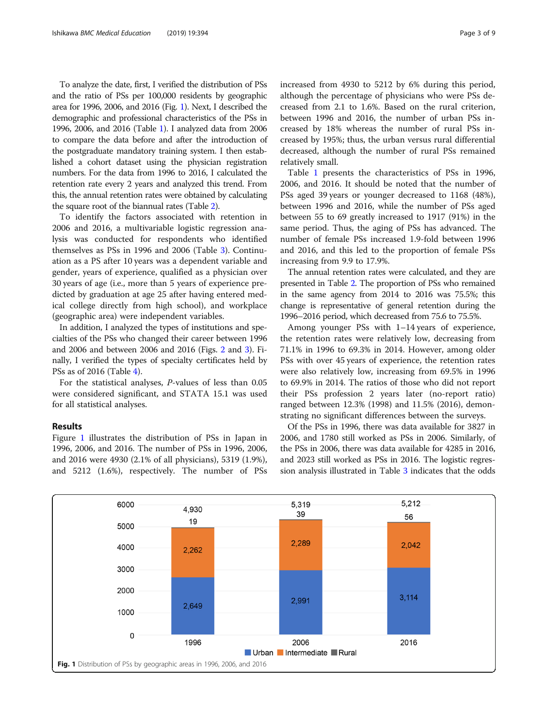To analyze the date, first, I verified the distribution of PSs and the ratio of PSs per 100,000 residents by geographic area for 1996, 2006, and 2016 (Fig. 1). Next, I described the demographic and professional characteristics of the PSs in 1996, 2006, and 2016 (Table 1). I analyzed data from 2006 to compare the data before and after the introduction of the postgraduate mandatory training system. I then established a cohort dataset using the physician registration numbers. For the data from 1996 to 2016, I calculated the retention rate every 2 years and analyzed this trend. From this, the annual retention rates were obtained by calculating the square root of the biannual rates (Table 2).

To identify the factors associated with retention in 2006 and 2016, a multivariable logistic regression analysis was conducted for respondents who identified themselves as PSs in 1996 and 2006 (Table 3). Continuation as a PS after 10 years was a dependent variable and gender, years of experience, qualified as a physician over 30 years of age (i.e., more than 5 years of experience predicted by graduation at age 25 after having entered medical college directly from high school), and workplace (geographic area) were independent variables.

In addition, I analyzed the types of institutions and specialties of the PSs who changed their career between 1996 and 2006 and between 2006 and 2016 (Figs. 2 and 3). Finally, I verified the types of specialty certificates held by PSs as of 2016 (Table 4).

For the statistical analyses, $P$-values of less than 0.05 were considered significant, and STATA 15.1 was used for all statistical analyses.

## Results

Figure 1 illustrates the distribution of PSs in Japan in 1996, 2006, and 2016. The number of PSs in 1996, 2006, and 2016 were 4930 (2.1% of all physicians), 5319 (1.9%), and 5212 (1.6%), respectively. The number of PSs increased from 4930 to 5212 by 6% during this period, although the percentage of physicians who were PSs decreased from 2.1 to 1.6%. Based on the rural criterion, between 1996 and 2016, the number of urban PSs increased by 18% whereas the number of rural PSs increased by 195%; thus, the urban versus rural differential decreased, although the number of rural PSs remained relatively small.

Table 1 presents the characteristics of PSs in 1996, 2006, and 2016. It should be noted that the number of PSs aged 39 years or younger decreased to 1168 (48%), between 1996 and 2016, while the number of PSs aged between 55 to 69 greatly increased to 1917 (91%) in the same period. Thus, the aging of PSs has advanced. The number of female PSs increased 1.9-fold between 1996 and 2016, and this led to the proportion of female PSs increasing from 9.9 to 17.9%.

The annual retention rates were calculated, and they are presented in Table 2. The proportion of PSs who remained in the same agency from 2014 to 2016 was 75.5%; this change is representative of general retention during the 1996–2016 period, which decreased from 75.6 to 75.5%.

Among younger PSs with 1–14 years of experience, the retention rates were relatively low, decreasing from 71.1% in 1996 to 69.3% in 2014. However, among older PSs with over 45 years of experience, the retention rates were also relatively low, increasing from 69.5% in 1996 to 69.9% in 2014. The ratios of those who did not report their PSs profession 2 years later (no-report ratio) ranged between 12.3% (1998) and 11.5% (2016), demonstrating no significant differences between the surveys.

Of the PSs in 1996, there was data available for 3827 in 2006, and 1780 still worked as PSs in 2006. Similarly, of the PSs in 2006, there was data available for 4285 in 2016, and 2023 still worked as PSs in 2016. The logistic regression analysis illustrated in Table 3 indicates that the odds

| Year | Urban | Intermediate | Rural | Total |
|---|---|---|---|---|
| 1996 | 2,649 | 2,262 | 19 | 4,930 |
| 2006 | 2,991 | 2,289 | 39 | 5,319 |
| 2016 | 3,114 | 2,042 | 56 | 5,212 |

**Fig. 1** Distribution of PSs by geographic areas in 1996, 2006, and 2016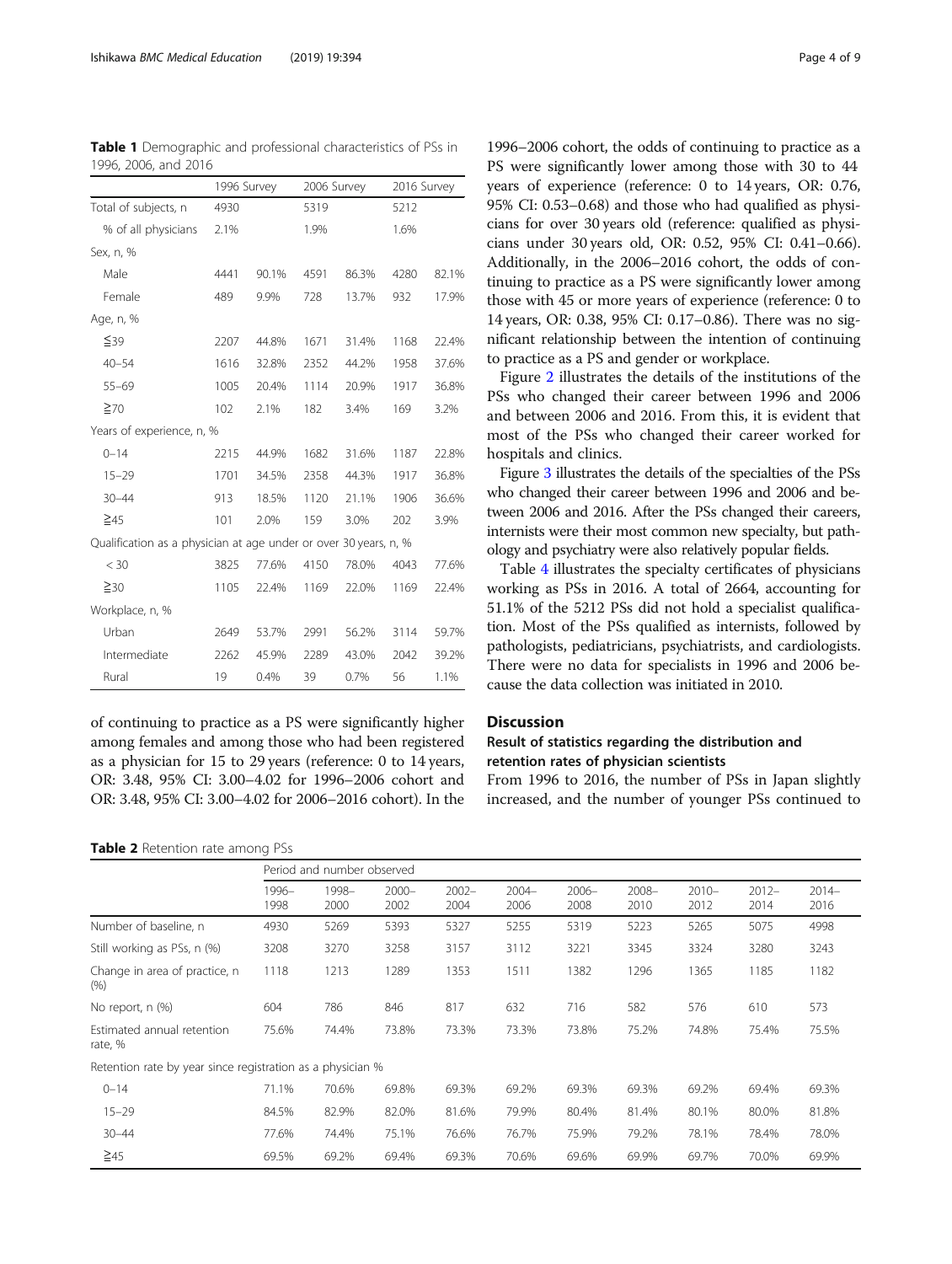**Table 1** Demographic and professional characteristics of PSs in 1996, 2006, and 2016

| | 1996 Survey | | 2006 Survey | | 2016 Survey | |
|---|---|---|---|---|---|---|
| Total of subjects, n | 4930 | | 5319 | | 5212 | |
| % of all physicians | 2.1% | | 1.9% | | 1.6% | |
| Sex, n, % | | | | | | |
| Male | 4441 | 90.1% | 4591 | 86.3% | 4280 | 82.1% |
| Female | 489 | 9.9% | 728 | 13.7% | 932 | 17.9% |
| Age, n, % | | | | | | |
| ≦39 | 2207 | 44.8% | 1671 | 31.4% | 1168 | 22.4% |
| 40–54 | 1616 | 32.8% | 2352 | 44.2% | 1958 | 37.6% |
| 55–69 | 1005 | 20.4% | 1114 | 20.9% | 1917 | 36.8% |
| ≧70 | 102 | 2.1% | 182 | 3.4% | 169 | 3.2% |
| Years of experience, n, % | | | | | | |
| 0–14 | 2215 | 44.9% | 1682 | 31.6% | 1187 | 22.8% |
| 15–29 | 1701 | 34.5% | 2358 | 44.3% | 1917 | 36.8% |
| 30–44 | 913 | 18.5% | 1120 | 21.1% | 1906 | 36.6% |
| ≧45 | 101 | 2.0% | 159 | 3.0% | 202 | 3.9% |
| Qualification as a physician at age under or over 30 years, n, % | | | | | | |
| < 30 | 3825 | 77.6% | 4150 | 78.0% | 4043 | 77.6% |
| ≧30 | 1105 | 22.4% | 1169 | 22.0% | 1169 | 22.4% |
| Workplace, n, % | | | | | | |
| Urban | 2649 | 53.7% | 2991 | 56.2% | 3114 | 59.7% |
| Intermediate | 2262 | 45.9% | 2289 | 43.0% | 2042 | 39.2% |
| Rural | 19 | 0.4% | 39 | 0.7% | 56 | 1.1% |

of continuing to practice as a PS were significantly higher among females and among those who had been registered as a physician for 15 to 29 years (reference: 0 to 14 years, OR: 3.48, 95% CI: 3.00–4.02 for 1996–2006 cohort and OR: 3.48, 95% CI: 3.00–4.02 for 2006–2016 cohort). In the 1996–2006 cohort, the odds of continuing to practice as a PS were significantly lower among those with 30 to 44 years of experience (reference: 0 to 14 years, OR: 0.76, 95% CI: 0.53–0.68) and those who had qualified as physicians for over 30 years old (reference: qualified as physicians under 30 years old, OR: 0.52, 95% CI: 0.41–0.66). Additionally, in the 2006–2016 cohort, the odds of continuing to practice as a PS were significantly lower among those with 45 or more years of experience (reference: 0 to 14 years, OR: 0.38, 95% CI: 0.17–0.86). There was no significant relationship between the intention of continuing to practice as a PS and gender or workplace.

Figure 2 illustrates the details of the institutions of the PSs who changed their career between 1996 and 2006 and between 2006 and 2016. From this, it is evident that most of the PSs who changed their career worked for hospitals and clinics.

Figure 3 illustrates the details of the specialties of the PSs who changed their career between 1996 and 2006 and between 2006 and 2016. After the PSs changed their careers, internists were their most common new specialty, but pathology and psychiatry were also relatively popular fields.

Table 4 illustrates the specialty certificates of physicians working as PSs in 2016. A total of 2664, accounting for 51.1% of the 5212 PSs did not hold a specialist qualification. Most of the PSs qualified as internists, followed by pathologists, pediatricians, psychiatrists, and cardiologists. There were no data for specialists in 1996 and 2006 because the data collection was initiated in 2010.

## Discussion

### Result of statistics regarding the distribution and retention rates of physician scientists

From 1996 to 2016, the number of PSs in Japan slightly increased, and the number of younger PSs continued to

**Table 2** Retention rate among PSs

| | Period and number observed | | | | | | | | | |
|---|---|---|---|---|---|---|---|---|---|---|
| | 1996–1998 | 1998–2000 | 2000–2002 | 2002–2004 | 2004–2006 | 2006–2008 | 2008–2010 | 2010–2012 | 2012–2014 | 2014–2016 |
| Number of baseline, n | 4930 | 5269 | 5393 | 5327 | 5255 | 5319 | 5223 | 5265 | 5075 | 4998 |
| Still working as PSs, n (%) | 3208 | 3270 | 3258 | 3157 | 3112 | 3221 | 3345 | 3324 | 3280 | 3243 |
| Change in area of practice, n (%) | 1118 | 1213 | 1289 | 1353 | 1511 | 1382 | 1296 | 1365 | 1185 | 1182 |
| No report, n (%) | 604 | 786 | 846 | 817 | 632 | 716 | 582 | 576 | 610 | 573 |
| Estimated annual retention rate, % | 75.6% | 74.4% | 73.8% | 73.3% | 73.3% | 73.8% | 75.2% | 74.8% | 75.4% | 75.5% |
| Retention rate by year since registration as a physician % | | | | | | | | | | |
| 0–14 | 71.1% | 70.6% | 69.8% | 69.3% | 69.2% | 69.3% | 69.3% | 69.2% | 69.4% | 69.3% |
| 15–29 | 84.5% | 82.9% | 82.0% | 81.6% | 79.9% | 80.4% | 81.4% | 80.1% | 80.0% | 81.8% |
| 30–44 | 77.6% | 74.4% | 75.1% | 76.6% | 76.7% | 75.9% | 79.2% | 78.1% | 78.4% | 78.0% |
| ≧45 | 69.5% | 69.2% | 69.4% | 69.3% | 70.6% | 69.6% | 69.9% | 69.7% | 70.0% | 69.9% |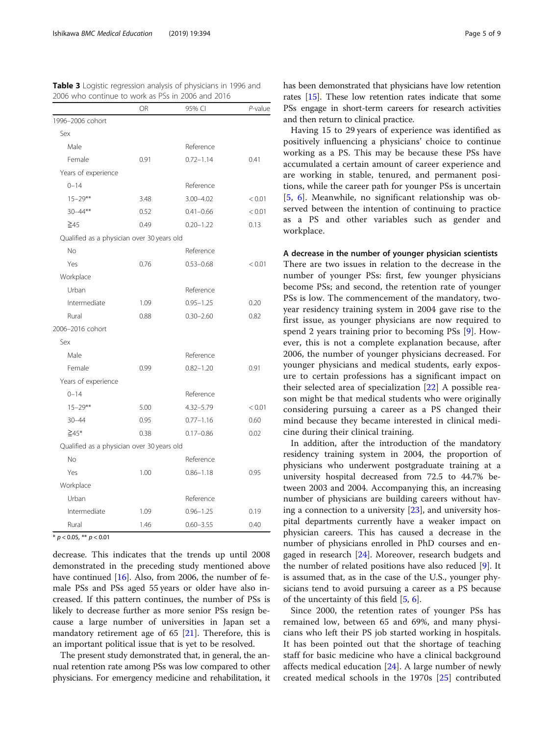**Table 3** Logistic regression analysis of physicians in 1996 and 2006 who continue to work as PSs in 2006 and 2016

| | OR | 95% CI | *P*-value |
|---|---|---|---|
| 1996–2006 cohort | | | |
| Sex | | | |
| Male | | Reference | |
| Female | 0.91 | 0.72–1.14 | 0.41 |
| Years of experience | | | |
| 0–14 | | Reference | |
| 15–29** | 3.48 | 3.00–4.02 | < 0.01 |
| 30–44** | 0.52 | 0.41–0.66 | < 0.01 |
| ≧45 | 0.49 | 0.20–1.22 | 0.13 |
| Qualified as a physician over 30 years old | | | |
| No | | Reference | |
| Yes | 0.76 | 0.53–0.68 | < 0.01 |
| Workplace | | | |
| Urban | | Reference | |
| Intermediate | 1.09 | 0.95–1.25 | 0.20 |
| Rural | 0.88 | 0.30–2.60 | 0.82 |
| 2006–2016 cohort | | | |
| Sex | | | |
| Male | | Reference | |
| Female | 0.99 | 0.82–1.20 | 0.91 |
| Years of experience | | | |
| 0–14 | | Reference | |
| 15–29** | 5.00 | 4.32–5.79 | < 0.01 |
| 30–44 | 0.95 | 0.77–1.16 | 0.60 |
| ≧45* | 0.38 | 0.17–0.86 | 0.02 |
| Qualified as a physician over 30 years old | | | |
| No | | Reference | |
| Yes | 1.00 | 0.86–1.18 | 0.95 |
| Workplace | | | |
| Urban | | Reference | |
| Intermediate | 1.09 | 0.96–1.25 | 0.19 |
| Rural | 1.46 | 0.60–3.55 | 0.40 |

* $p < 0.05$, ** $p < 0.01$

decrease. This indicates that the trends up until 2008 demonstrated in the preceding study mentioned above have continued [16]. Also, from 2006, the number of female PSs and PSs aged 55 years or older have also increased. If this pattern continues, the number of PSs is likely to decrease further as more senior PSs resign because a large number of universities in Japan set a mandatory retirement age of 65 [21]. Therefore, this is an important political issue that is yet to be resolved.

The present study demonstrated that, in general, the annual retention rate among PSs was low compared to other physicians. For emergency medicine and rehabilitation, it has been demonstrated that physicians have low retention rates [15]. These low retention rates indicate that some PSs engage in short-term careers for research activities and then return to clinical practice.

Having 15 to 29 years of experience was identified as positively influencing a physicians' choice to continue working as a PS. This may be because these PSs have accumulated a certain amount of career experience and are working in stable, tenured, and permanent positions, while the career path for younger PSs is uncertain [5, 6]. Meanwhile, no significant relationship was observed between the intention of continuing to practice as a PS and other variables such as gender and workplace.

### A decrease in the number of younger physician scientists

There are two issues in relation to the decrease in the number of younger PSs: first, few younger physicians become PSs; and second, the retention rate of younger PSs is low. The commencement of the mandatory, two-year residency training system in 2004 gave rise to the first issue, as younger physicians are now required to spend 2 years training prior to becoming PSs [9]. However, this is not a complete explanation because, after 2006, the number of younger physicians decreased. For younger physicians and medical students, early exposure to certain professions has a significant impact on their selected area of specialization [22] A possible reason might be that medical students who were originally considering pursuing a career as a PS changed their mind because they became interested in clinical medicine during their clinical training.

In addition, after the introduction of the mandatory residency training system in 2004, the proportion of physicians who underwent postgraduate training at a university hospital decreased from 72.5 to 44.7% between 2003 and 2004. Accompanying this, an increasing number of physicians are building careers without having a connection to a university [23], and university hospital departments currently have a weaker impact on physician careers. This has caused a decrease in the number of physicians enrolled in PhD courses and engaged in research [24]. Moreover, research budgets and the number of related positions have also reduced [9]. It is assumed that, as in the case of the U.S., younger physicians tend to avoid pursuing a career as a PS because of the uncertainty of this field [5, 6].

Since 2000, the retention rates of younger PSs has remained low, between 65 and 69%, and many physicians who left their PS job started working in hospitals. It has been pointed out that the shortage of teaching staff for basic medicine who have a clinical background affects medical education [24]. A large number of newly created medical schools in the 1970s [25] contributed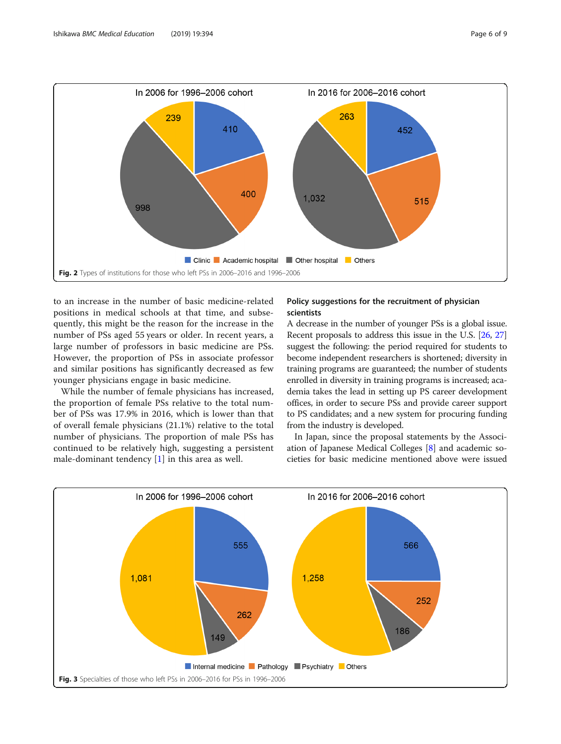Fig. 2 Types of institutions for those who left PSs in 2006–2016 and 1996–2006

to an increase in the number of basic medicine-related positions in medical schools at that time, and subsequently, this might be the reason for the increase in the number of PSs aged 55 years or older. In recent years, a large number of professors in basic medicine are PSs. However, the proportion of PSs in associate professor and similar positions has significantly decreased as few younger physicians engage in basic medicine.

While the number of female physicians has increased, the proportion of female PSs relative to the total number of PSs was 17.9% in 2016, which is lower than that of overall female physicians (21.1%) relative to the total number of physicians. The proportion of male PSs has continued to be relatively high, suggesting a persistent male-dominant tendency [1] in this area as well.

### Policy suggestions for the recruitment of physician scientists

A decrease in the number of younger PSs is a global issue. Recent proposals to address this issue in the U.S. [26, 27] suggest the following: the period required for students to become independent researchers is shortened; diversity in training programs are guaranteed; the number of students enrolled in diversity in training programs is increased; academia takes the lead in setting up PS career development offices, in order to secure PSs and provide career support to PS candidates; and a new system for procuring funding from the industry is developed.

In Japan, since the proposal statements by the Association of Japanese Medical Colleges [8] and academic societies for basic medicine mentioned above were issued

Fig. 3 Specialties of those who left PSs in 2006–2016 for PSs in 1996–2006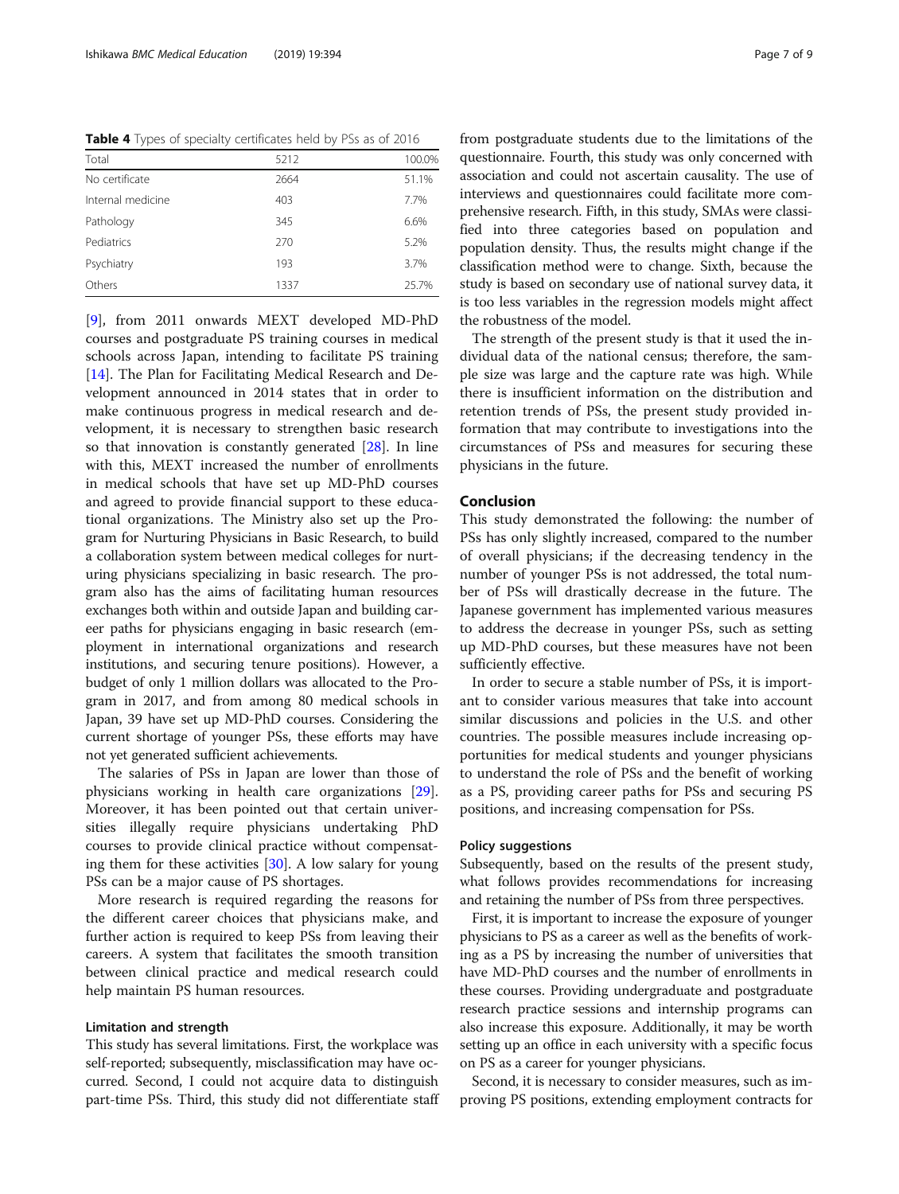**Table 4** Types of specialty certificates held by PSs as of 2016

| Total | 5212 | 100.0% |
|---|---|---|
| No certificate | 2664 | 51.1% |
| Internal medicine | 403 | 7.7% |
| Pathology | 345 | 6.6% |
| Pediatrics | 270 | 5.2% |
| Psychiatry | 193 | 3.7% |
| Others | 1337 | 25.7% |

[9], from 2011 onwards MEXT developed MD-PhD courses and postgraduate PS training courses in medical schools across Japan, intending to facilitate PS training [14]. The Plan for Facilitating Medical Research and Development announced in 2014 states that in order to make continuous progress in medical research and development, it is necessary to strengthen basic research so that innovation is constantly generated [28]. In line with this, MEXT increased the number of enrollments in medical schools that have set up MD-PhD courses and agreed to provide financial support to these educational organizations. The Ministry also set up the Program for Nurturing Physicians in Basic Research, to build a collaboration system between medical colleges for nurturing physicians specializing in basic research. The program also has the aims of facilitating human resources exchanges both within and outside Japan and building career paths for physicians engaging in basic research (employment in international organizations and research institutions, and securing tenure positions). However, a budget of only 1 million dollars was allocated to the Program in 2017, and from among 80 medical schools in Japan, 39 have set up MD-PhD courses. Considering the current shortage of younger PSs, these efforts may have not yet generated sufficient achievements.

The salaries of PSs in Japan are lower than those of physicians working in health care organizations [29]. Moreover, it has been pointed out that certain universities illegally require physicians undertaking PhD courses to provide clinical practice without compensating them for these activities [30]. A low salary for young PSs can be a major cause of PS shortages.

More research is required regarding the reasons for the different career choices that physicians make, and further action is required to keep PSs from leaving their careers. A system that facilitates the smooth transition between clinical practice and medical research could help maintain PS human resources.

### Limitation and strength

This study has several limitations. First, the workplace was self-reported; subsequently, misclassification may have occurred. Second, I could not acquire data to distinguish part-time PSs. Third, this study did not differentiate staff from postgraduate students due to the limitations of the questionnaire. Fourth, this study was only concerned with association and could not ascertain causality. The use of interviews and questionnaires could facilitate more comprehensive research. Fifth, in this study, SMAs were classified into three categories based on population and population density. Thus, the results might change if the classification method were to change. Sixth, because the study is based on secondary use of national survey data, it is too less variables in the regression models might affect the robustness of the model.

The strength of the present study is that it used the individual data of the national census; therefore, the sample size was large and the capture rate was high. While there is insufficient information on the distribution and retention trends of PSs, the present study provided information that may contribute to investigations into the circumstances of PSs and measures for securing these physicians in the future.

## Conclusion

This study demonstrated the following: the number of PSs has only slightly increased, compared to the number of overall physicians; if the decreasing tendency in the number of younger PSs is not addressed, the total number of PSs will drastically decrease in the future. The Japanese government has implemented various measures to address the decrease in younger PSs, such as setting up MD-PhD courses, but these measures have not been sufficiently effective.

In order to secure a stable number of PSs, it is important to consider various measures that take into account similar discussions and policies in the U.S. and other countries. The possible measures include increasing opportunities for medical students and younger physicians to understand the role of PSs and the benefit of working as a PS, providing career paths for PSs and securing PS positions, and increasing compensation for PSs.

### Policy suggestions

Subsequently, based on the results of the present study, what follows provides recommendations for increasing and retaining the number of PSs from three perspectives.

First, it is important to increase the exposure of younger physicians to PS as a career as well as the benefits of working as a PS by increasing the number of universities that have MD-PhD courses and the number of enrollments in these courses. Providing undergraduate and postgraduate research practice sessions and internship programs can also increase this exposure. Additionally, it may be worth setting up an office in each university with a specific focus on PS as a career for younger physicians.

Second, it is necessary to consider measures, such as improving PS positions, extending employment contracts for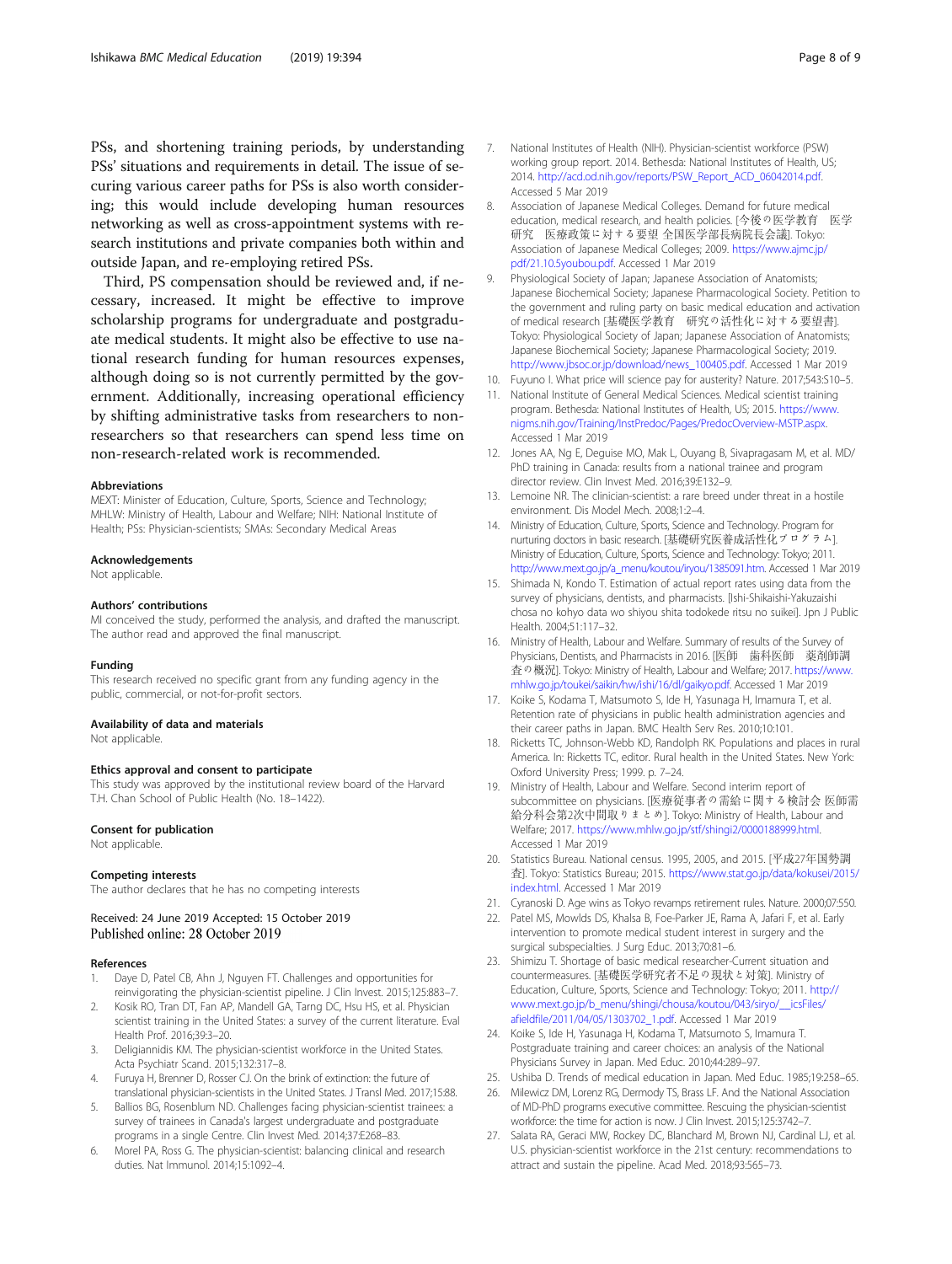PSs, and shortening training periods, by understanding PSs' situations and requirements in detail. The issue of securing various career paths for PSs is also worth considering; this would include developing human resources networking as well as cross-appointment systems with research institutions and private companies both within and outside Japan, and re-employing retired PSs.

Third, PS compensation should be reviewed and, if necessary, increased. It might be effective to improve scholarship programs for undergraduate and postgraduate medical students. It might also be effective to use national research funding for human resources expenses, although doing so is not currently permitted by the government. Additionally, increasing operational efficiency by shifting administrative tasks from researchers to non-researchers so that researchers can spend less time on non-research-related work is recommended.

#### Abbreviations

MEXT: Minister of Education, Culture, Sports, Science and Technology; MHLW: Ministry of Health, Labour and Welfare; NIH: National Institute of Health; PSs: Physician-scientists; SMAs: Secondary Medical Areas

#### Acknowledgements

Not applicable.

#### Authors' contributions

MI conceived the study, performed the analysis, and drafted the manuscript. The author read and approved the final manuscript.

#### Funding

This research received no specific grant from any funding agency in the public, commercial, or not-for-profit sectors.

#### Availability of data and materials

Not applicable.

#### Ethics approval and consent to participate

This study was approved by the institutional review board of the Harvard T.H. Chan School of Public Health (No. 18–1422).

#### Consent for publication

Not applicable.

#### Competing interests

The author declares that he has no competing interests

Received: 24 June 2019 Accepted: 15 October 2019
Published online: 28 October 2019

#### References

1. Daye D, Patel CB, Ahn J, Nguyen FT. Challenges and opportunities for reinvigorating the physician-scientist pipeline. J Clin Invest. 2015;125:883–7.
2. Kosik RO, Tran DT, Fan AP, Mandell GA, Tarng DC, Hsu HS, et al. Physician scientist training in the United States: a survey of the current literature. Eval Health Prof. 2016;39:3–20.
3. Deligiannidis KM. The physician-scientist workforce in the United States. Acta Psychiatr Scand. 2015;132:317–8.
4. Furuya H, Brenner D, Rosser CJ. On the brink of extinction: the future of translational physician-scientists in the United States. J Transl Med. 2017;15:88.
5. Ballios BG, Rosenblum ND. Challenges facing physician-scientist trainees: a survey of trainees in Canada's largest undergraduate and postgraduate programs in a single Centre. Clin Invest Med. 2014;37:E268–83.
6. Morel PA, Ross G. The physician-scientist: balancing clinical and research duties. Nat Immunol. 2014;15:1092–4.
7. National Institutes of Health (NIH). Physician-scientist workforce (PSW) working group report. 2014. Bethesda: National Institutes of Health, US; 2014. http://acd.od.nih.gov/reports/PSW_Report_ACD_06042014.pdf. Accessed 5 Mar 2019
8. Association of Japanese Medical Colleges. Demand for future medical education, medical research, and health policies. [今後の医学教育　医学研究　医療政策に対する要望 全国医学部長病院長会議]. Tokyo: Association of Japanese Medical Colleges; 2009. https://www.ajmc.jp/pdf/21.10.5youbou.pdf. Accessed 1 Mar 2019
9. Physiological Society of Japan; Japanese Association of Anatomists; Japanese Biochemical Society; Japanese Pharmacological Society. Petition to the government and ruling party on basic medical education and activation of medical research [基礎医学教育　研究の活性化に対する要望書]. Tokyo: Physiological Society of Japan; Japanese Association of Anatomists; Japanese Biochemical Society; Japanese Pharmacological Society; 2019. http://www.jbsoc.or.jp/download/news_100405.pdf. Accessed 1 Mar 2019
10. Fuyuno I. What price will science pay for austerity? Nature. 2017;543:S10–5.
11. National Institute of General Medical Sciences. Medical scientist training program. Bethesda: National Institutes of Health, US; 2015. https://www.nigms.nih.gov/Training/InstPredoc/Pages/PredocOverview-MSTP.aspx. Accessed 1 Mar 2019
12. Jones AA, Ng E, Deguise MO, Mak L, Ouyang B, Sivapragasam M, et al. MD/PhD training in Canada: results from a national trainee and program director review. Clin Invest Med. 2016;39:E132–9.
13. Lemoine NR. The clinician-scientist: a rare breed under threat in a hostile environment. Dis Model Mech. 2008;1:2–4.
14. Ministry of Education, Culture, Sports, Science and Technology. Program for nurturing doctors in basic research. [基礎研究医養成活性化プログラム]. Ministry of Education, Culture, Sports, Science and Technology: Tokyo; 2011. http://www.mext.go.jp/a_menu/koutou/iryou/1385091.htm. Accessed 1 Mar 2019
15. Shimada N, Kondo T. Estimation of actual report rates using data from the survey of physicians, dentists, and pharmacists. [Ishi-Shikaishi-Yakuzaishi chosa no kohyo data wo shiyou shita todokede ritsu no suikei]. Jpn J Public Health. 2004;51:117–32.
16. Ministry of Health, Labour and Welfare. Summary of results of the Survey of Physicians, Dentists, and Pharmacists in 2016. [医師　歯科医師　薬剤師調査の概況]. Tokyo: Ministry of Health, Labour and Welfare; 2017. https://www.mhlw.go.jp/toukei/saikin/hw/ishi/16/dl/gaikyo.pdf. Accessed 1 Mar 2019
17. Koike S, Kodama T, Matsumoto S, Ide H, Yasunaga H, Imamura T, et al. Retention rate of physicians in public health administration agencies and their career paths in Japan. BMC Health Serv Res. 2010;10:101.
18. Ricketts TC, Johnson-Webb KD, Randolph RK. Populations and places in rural America. In: Ricketts TC, editor. Rural health in the United States. New York: Oxford University Press; 1999. p. 7–24.
19. Ministry of Health, Labour and Welfare. Second interim report of subcommittee on physicians. [医療従事者の需給に関する検討会 医師需給分科会第2次中間取りまとめ]. Tokyo: Ministry of Health, Labour and Welfare; 2017. https://www.mhlw.go.jp/stf/shingi2/0000188999.html. Accessed 1 Mar 2019
20. Statistics Bureau. National census. 1995, 2005, and 2015. [平成27年国勢調査]. Tokyo: Statistics Bureau; 2015. https://www.stat.go.jp/data/kokusei/2015/index.html. Accessed 1 Mar 2019
21. Cyranoski D. Age wins as Tokyo revamps retirement rules. Nature. 2000;07:550.
22. Patel MS, Mowlds DS, Khalsa B, Foe-Parker JE, Rama A, Jafari F, et al. Early intervention to promote medical student interest in surgery and the surgical subspecialties. J Surg Educ. 2013;70:81–6.
23. Shimizu T. Shortage of basic medical researcher-Current situation and countermeasures. [基礎医学研究者不足の現状と対策]. Ministry of Education, Culture, Sports, Science and Technology: Tokyo; 2011. http://www.mext.go.jp/b_menu/shingi/chousa/koutou/043/siryo/__icsFiles/afieldfile/2011/04/05/1303702_1.pdf. Accessed 1 Mar 2019
24. Koike S, Ide H, Yasunaga H, Kodama T, Matsumoto S, Imamura T. Postgraduate training and career choices: an analysis of the National Physicians Survey in Japan. Med Educ. 2010;44:289–97.
25. Ushiba D. Trends of medical education in Japan. Med Educ. 1985;19:258–65.
26. Milewicz DM, Lorenz RG, Dermody TS, Brass LF. And the National Association of MD-PhD programs executive committee. Rescuing the physician-scientist workforce: the time for action is now. J Clin Invest. 2015;125:3742–7.
27. Salata RA, Geraci MW, Rockey DC, Blanchard M, Brown NJ, Cardinal LJ, et al. U.S. physician-scientist workforce in the 21st century: recommendations to attract and sustain the pipeline. Acad Med. 2018;93:565–73.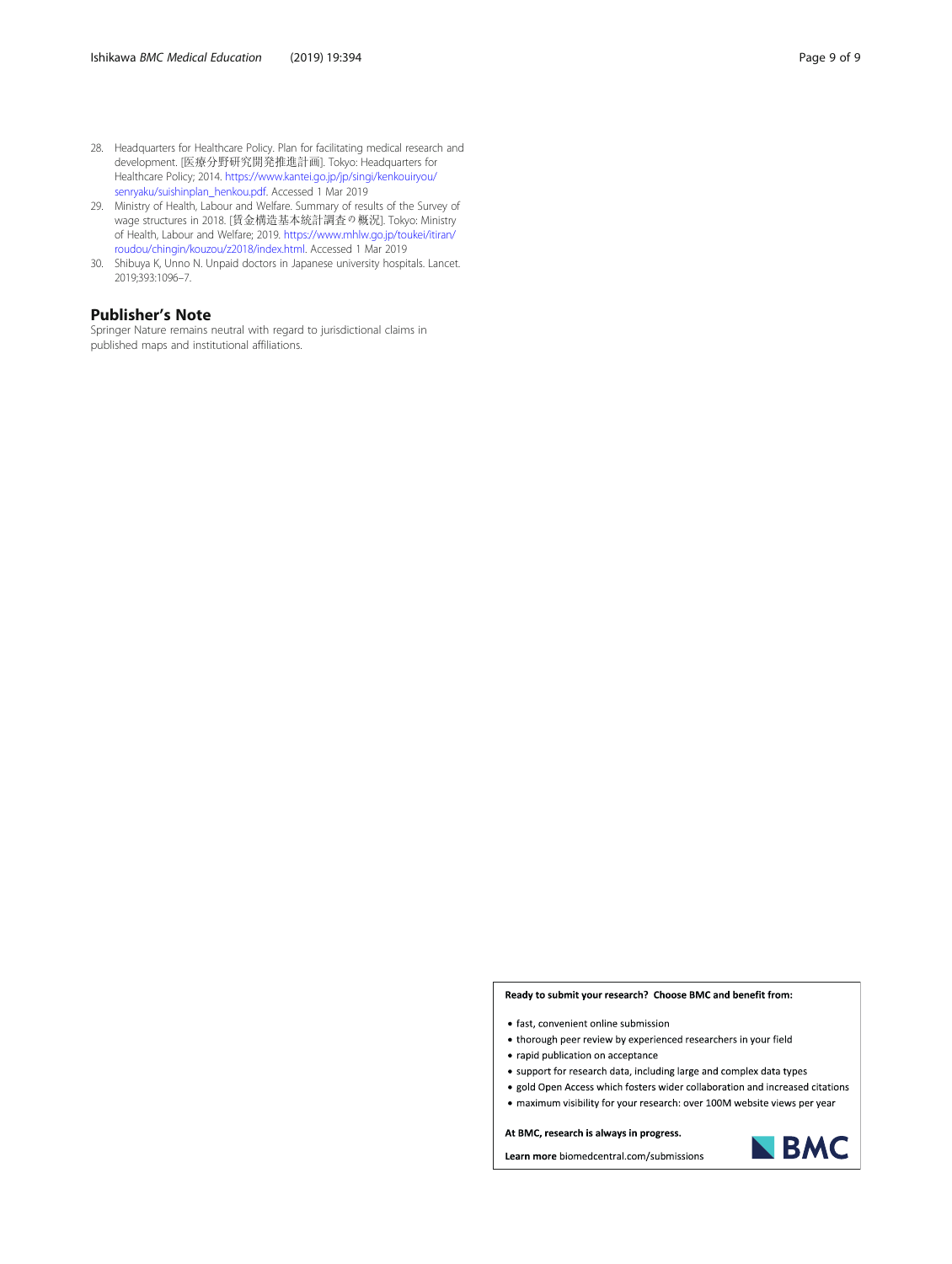28. Headquarters for Healthcare Policy. Plan for facilitating medical research and development. [医療分野研究開発推進計画]. Tokyo: Headquarters for Healthcare Policy; 2014. https://www.kantei.go.jp/jp/singi/kenkouiryou/senryaku/suishinplan_henkou.pdf. Accessed 1 Mar 2019
29. Ministry of Health, Labour and Welfare. Summary of results of the Survey of wage structures in 2018. [賃金構造基本統計調査の概況]. Tokyo: Ministry of Health, Labour and Welfare; 2019. https://www.mhlw.go.jp/toukei/itiran/roudou/chingin/kouzou/z2018/index.html. Accessed 1 Mar 2019
30. Shibuya K, Unno N. Unpaid doctors in Japanese university hospitals. Lancet. 2019;393:1096–7.

## Publisher's Note

Springer Nature remains neutral with regard to jurisdictional claims in published maps and institutional affiliations.

**Ready to submit your research? Choose BMC and benefit from:**

- fast, convenient online submission
- thorough peer review by experienced researchers in your field
- rapid publication on acceptance
- support for research data, including large and complex data types
- gold Open Access which fosters wider collaboration and increased citations
- maximum visibility for your research: over 100M website views per year

**At BMC, research is always in progress.**

**Learn more** biomedcentral.com/submissions

BMC